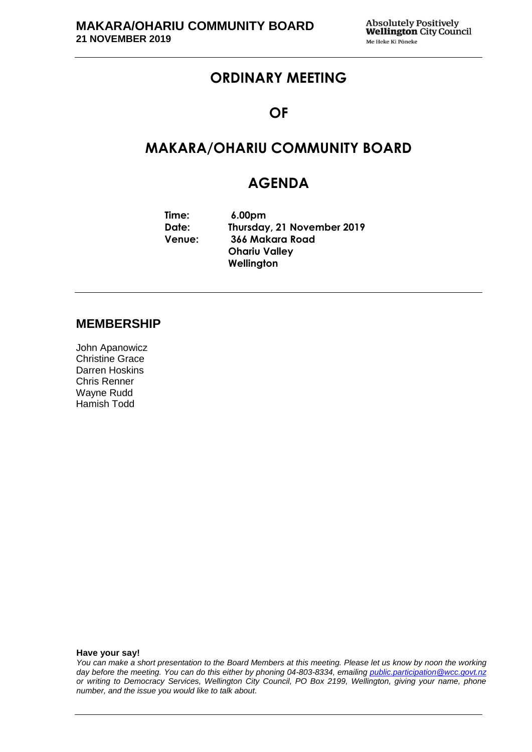# ORDINARY MEETING

# OF

# MAKARA/OHARIU COMMUNITY BOARD

# AGENDA

**Time:** 6.00pm
**Date:** Thursday, 21 November 2019
**Venue:** 366 Makara Road
Ohariu Valley
Wellington

## MEMBERSHIP

John Apanowicz
Christine Grace
Darren Hoskins
Chris Renner
Wayne Rudd
Hamish Todd

**Have your say!**

*You can make a short presentation to the Board Members at this meeting. Please let us know by noon the working day before the meeting. You can do this either by phoning 04-803-8334, emailing public.participation@wcc.govt.nz or writing to Democracy Services, Wellington City Council, PO Box 2199, Wellington, giving your name, phone number, and the issue you would like to talk about.*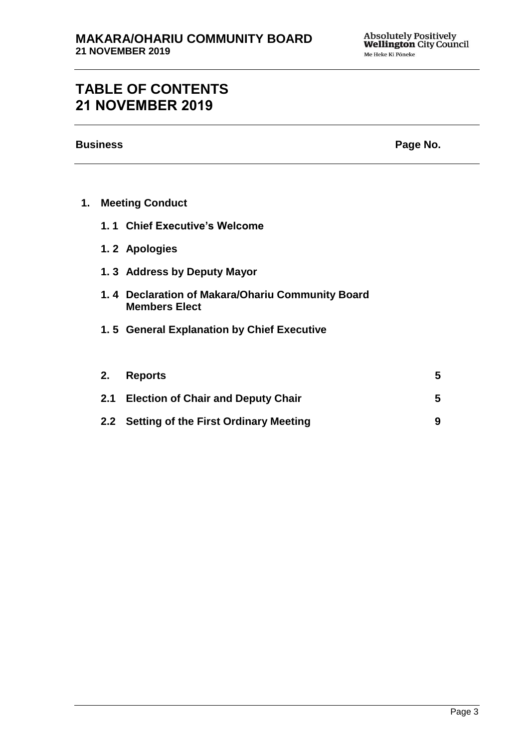# TABLE OF CONTENTS
# 21 NOVEMBER 2019

| Business | Page No. |
|---|---|
| **1. Meeting Conduct** | |
| **1. 1 Chief Executive's Welcome** | |
| **1. 2 Apologies** | |
| **1. 3 Address by Deputy Mayor** | |
| **1. 4 Declaration of Makara/Ohariu Community Board Members Elect** | |
| **1. 5 General Explanation by Chief Executive** | |
| **2. Reports** | **5** |
| **2.1 Election of Chair and Deputy Chair** | **5** |
| **2.2 Setting of the First Ordinary Meeting** | **9** |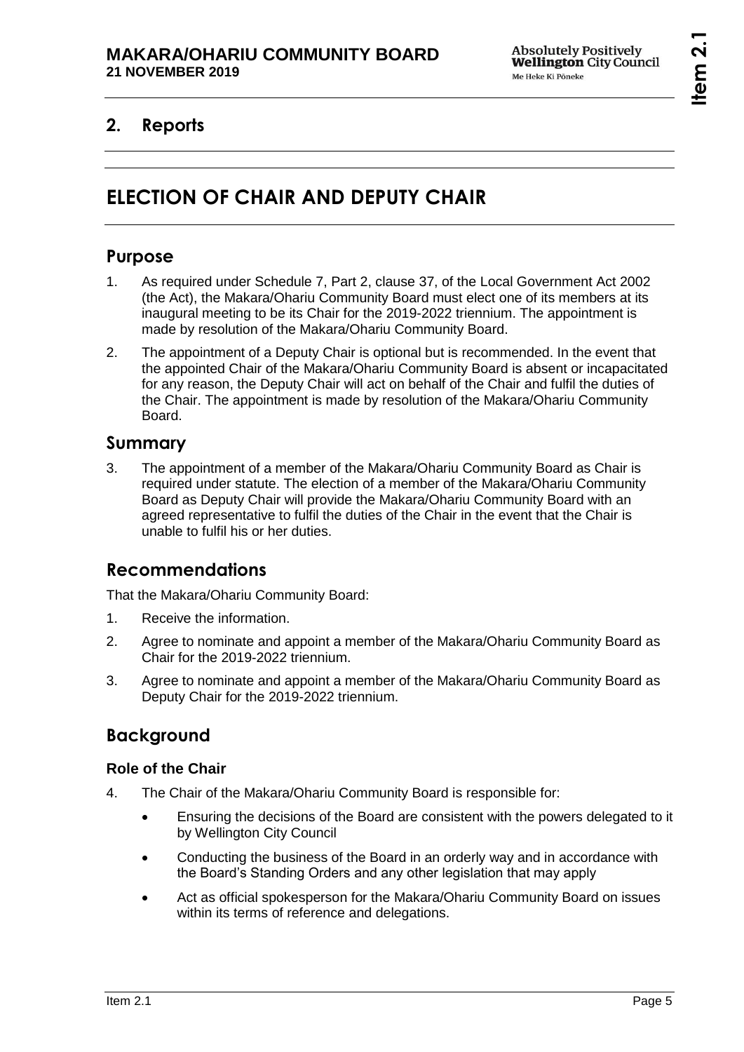## 2. Reports

# ELECTION OF CHAIR AND DEPUTY CHAIR

## Purpose

1. As required under Schedule 7, Part 2, clause 37, of the Local Government Act 2002 (the Act), the Makara/Ohariu Community Board must elect one of its members at its inaugural meeting to be its Chair for the 2019-2022 triennium. The appointment is made by resolution of the Makara/Ohariu Community Board.
2. The appointment of a Deputy Chair is optional but is recommended. In the event that the appointed Chair of the Makara/Ohariu Community Board is absent or incapacitated for any reason, the Deputy Chair will act on behalf of the Chair and fulfil the duties of the Chair. The appointment is made by resolution of the Makara/Ohariu Community Board.

## Summary

3. The appointment of a member of the Makara/Ohariu Community Board as Chair is required under statute. The election of a member of the Makara/Ohariu Community Board as Deputy Chair will provide the Makara/Ohariu Community Board with an agreed representative to fulfil the duties of the Chair in the event that the Chair is unable to fulfil his or her duties.

## Recommendations

That the Makara/Ohariu Community Board:

1. Receive the information.
2. Agree to nominate and appoint a member of the Makara/Ohariu Community Board as Chair for the 2019-2022 triennium.
3. Agree to nominate and appoint a member of the Makara/Ohariu Community Board as Deputy Chair for the 2019-2022 triennium.

## Background

### Role of the Chair

4. The Chair of the Makara/Ohariu Community Board is responsible for:
   - Ensuring the decisions of the Board are consistent with the powers delegated to it by Wellington City Council
   - Conducting the business of the Board in an orderly way and in accordance with the Board's Standing Orders and any other legislation that may apply
   - Act as official spokesperson for the Makara/Ohariu Community Board on issues within its terms of reference and delegations.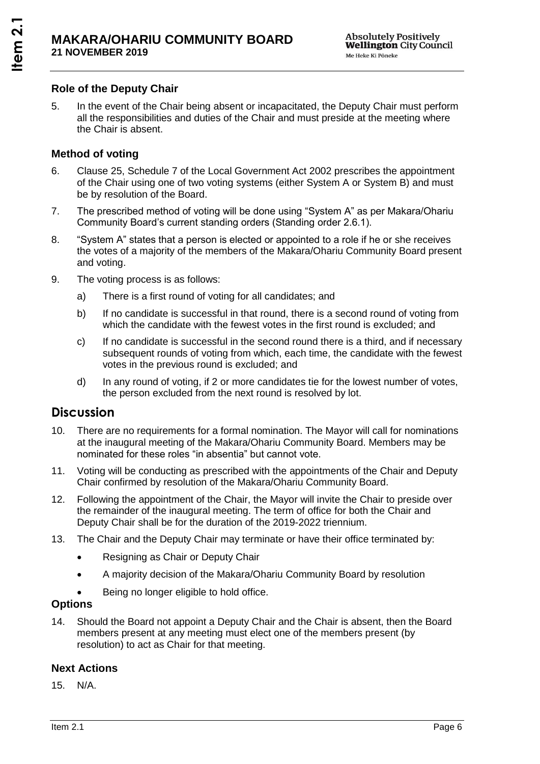### Role of the Deputy Chair

5. In the event of the Chair being absent or incapacitated, the Deputy Chair must perform all the responsibilities and duties of the Chair and must preside at the meeting where the Chair is absent.

### Method of voting

6. Clause 25, Schedule 7 of the Local Government Act 2002 prescribes the appointment of the Chair using one of two voting systems (either System A or System B) and must be by resolution of the Board.

7. The prescribed method of voting will be done using "System A" as per Makara/Ohariu Community Board's current standing orders (Standing order 2.6.1).

8. "System A" states that a person is elected or appointed to a role if he or she receives the votes of a majority of the members of the Makara/Ohariu Community Board present and voting.

9. The voting process is as follows:

    a) There is a first round of voting for all candidates; and

    b) If no candidate is successful in that round, there is a second round of voting from which the candidate with the fewest votes in the first round is excluded; and

    c) If no candidate is successful in the second round there is a third, and if necessary subsequent rounds of voting from which, each time, the candidate with the fewest votes in the previous round is excluded; and

    d) In any round of voting, if 2 or more candidates tie for the lowest number of votes, the person excluded from the next round is resolved by lot.

## Discussion

10. There are no requirements for a formal nomination. The Mayor will call for nominations at the inaugural meeting of the Makara/Ohariu Community Board. Members may be nominated for these roles "in absentia" but cannot vote.

11. Voting will be conducting as prescribed with the appointments of the Chair and Deputy Chair confirmed by resolution of the Makara/Ohariu Community Board.

12. Following the appointment of the Chair, the Mayor will invite the Chair to preside over the remainder of the inaugural meeting. The term of office for both the Chair and Deputy Chair shall be for the duration of the 2019-2022 triennium.

13. The Chair and the Deputy Chair may terminate or have their office terminated by:

    - Resigning as Chair or Deputy Chair
    - A majority decision of the Makara/Ohariu Community Board by resolution
    - Being no longer eligible to hold office.

### Options

14. Should the Board not appoint a Deputy Chair and the Chair is absent, then the Board members present at any meeting must elect one of the members present (by resolution) to act as Chair for that meeting.

### Next Actions

15. N/A.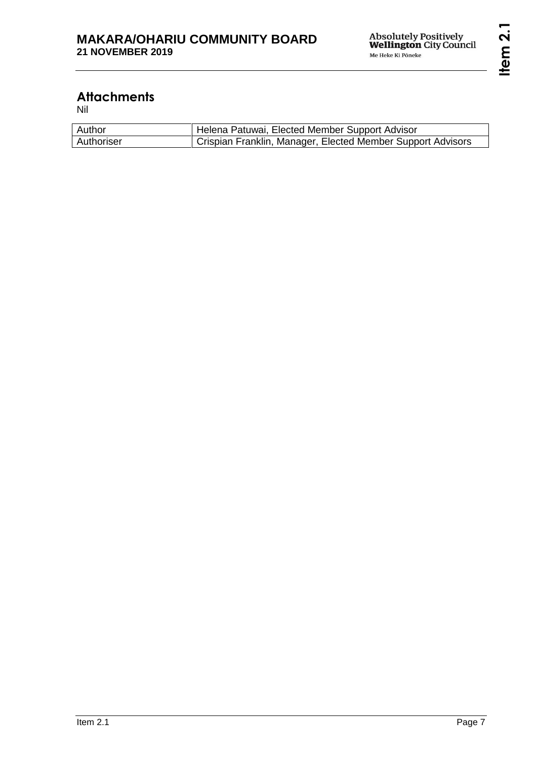## Attachments

Nil

| Author | Helena Patuwai, Elected Member Support Advisor |
|---|---|
| Authoriser | Crispian Franklin, Manager, Elected Member Support Advisors |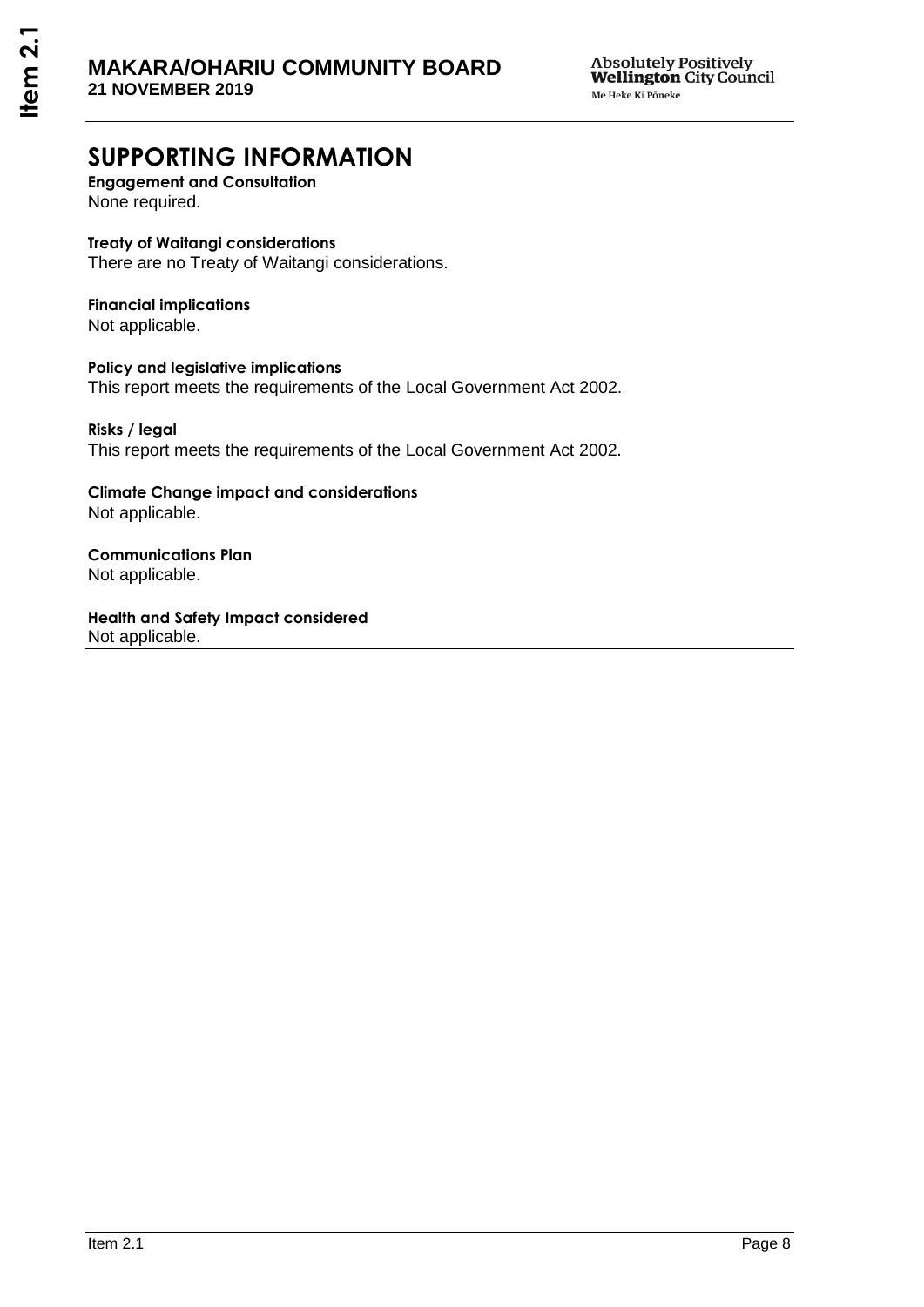# SUPPORTING INFORMATION

**Engagement and Consultation**
None required.

**Treaty of Waitangi considerations**
There are no Treaty of Waitangi considerations.

**Financial implications**
Not applicable.

**Policy and legislative implications**
This report meets the requirements of the Local Government Act 2002.

**Risks / legal**
This report meets the requirements of the Local Government Act 2002.

**Climate Change impact and considerations**
Not applicable.

**Communications Plan**
Not applicable.

**Health and Safety Impact considered**
Not applicable.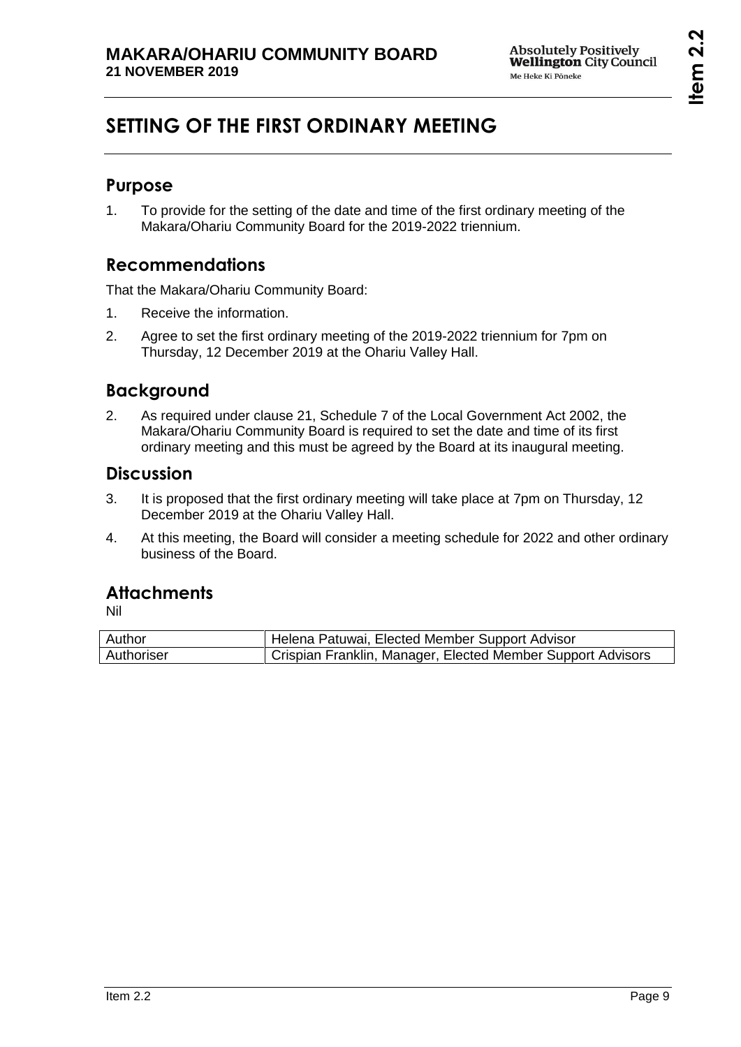# SETTING OF THE FIRST ORDINARY MEETING

## Purpose

1. To provide for the setting of the date and time of the first ordinary meeting of the Makara/Ohariu Community Board for the 2019-2022 triennium.

## Recommendations

That the Makara/Ohariu Community Board:

1. Receive the information.
2. Agree to set the first ordinary meeting of the 2019-2022 triennium for 7pm on Thursday, 12 December 2019 at the Ohariu Valley Hall.

## Background

2. As required under clause 21, Schedule 7 of the Local Government Act 2002, the Makara/Ohariu Community Board is required to set the date and time of its first ordinary meeting and this must be agreed by the Board at its inaugural meeting.

## Discussion

3. It is proposed that the first ordinary meeting will take place at 7pm on Thursday, 12 December 2019 at the Ohariu Valley Hall.
4. At this meeting, the Board will consider a meeting schedule for 2022 and other ordinary business of the Board.

## Attachments

Nil

| Author | Helena Patuwai, Elected Member Support Advisor |
|---|---|
| Authoriser | Crispian Franklin, Manager, Elected Member Support Advisors |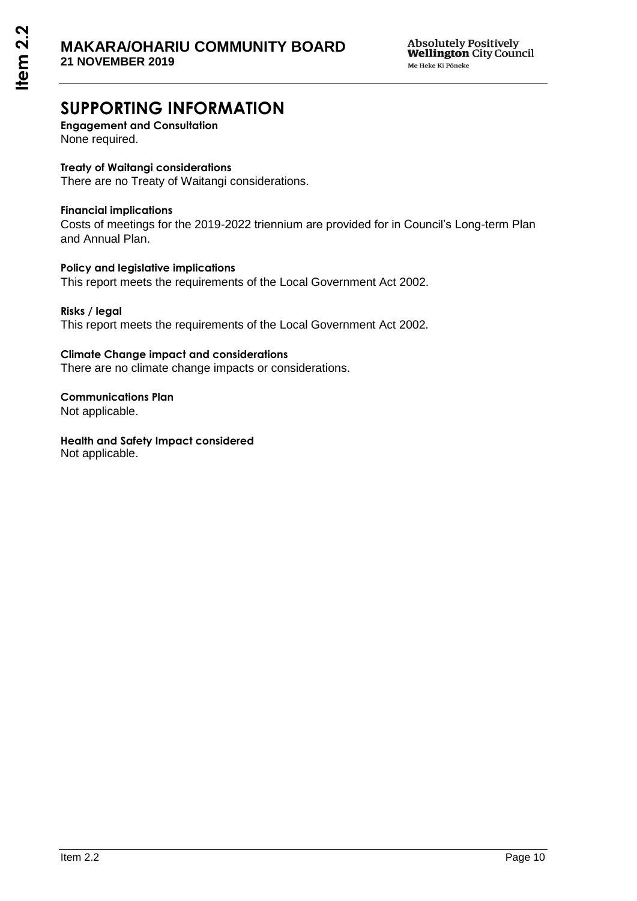# SUPPORTING INFORMATION

**Engagement and Consultation**
None required.

**Treaty of Waitangi considerations**
There are no Treaty of Waitangi considerations.

**Financial implications**
Costs of meetings for the 2019-2022 triennium are provided for in Council's Long-term Plan and Annual Plan.

**Policy and legislative implications**
This report meets the requirements of the Local Government Act 2002.

**Risks / legal**
This report meets the requirements of the Local Government Act 2002.

**Climate Change impact and considerations**
There are no climate change impacts or considerations.

**Communications Plan**
Not applicable.

**Health and Safety Impact considered**
Not applicable.